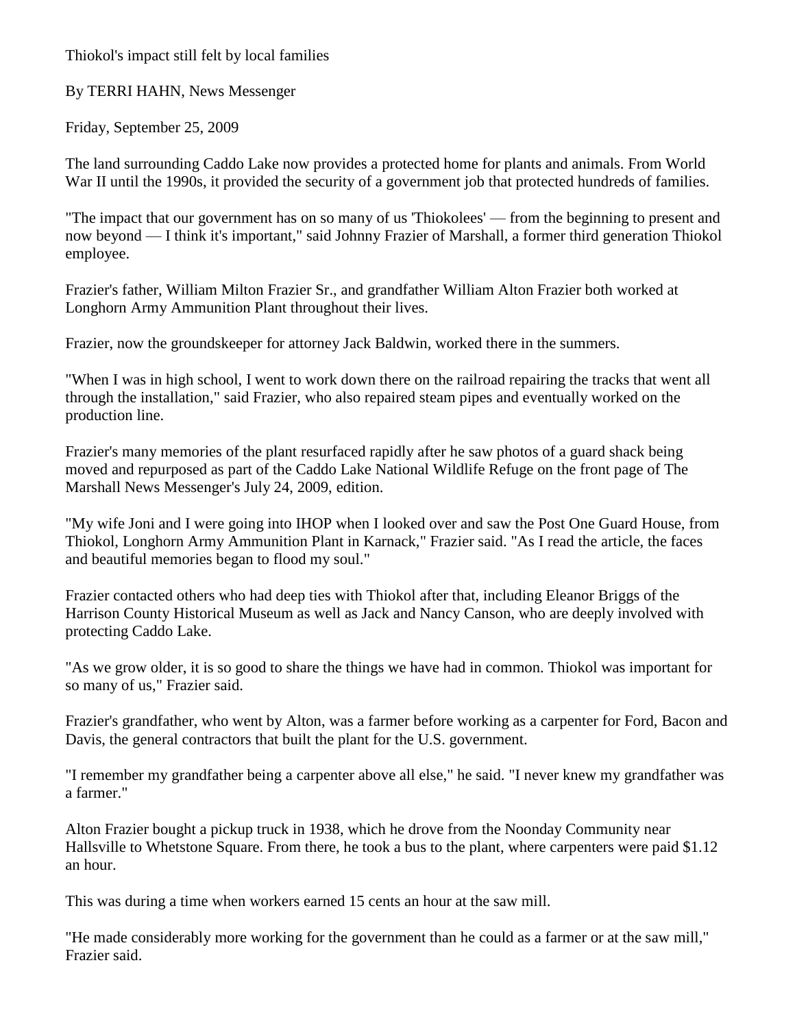# Thiokol's impact still felt by local families

By TERRI HAHN, News Messenger

Friday, September 25, 2009

The land surrounding Caddo Lake now provides a protected home for plants and animals. From World War II until the 1990s, it provided the security of a government job that protected hundreds of families.

"The impact that our government has on so many of us 'Thiokolees' — from the beginning to present and now beyond — I think it's important," said Johnny Frazier of Marshall, a former third generation Thiokol employee.

Frazier's father, William Milton Frazier Sr., and grandfather William Alton Frazier both worked at Longhorn Army Ammunition Plant throughout their lives.

Frazier, now the groundskeeper for attorney Jack Baldwin, worked there in the summers.

"When I was in high school, I went to work down there on the railroad repairing the tracks that went all through the installation," said Frazier, who also repaired steam pipes and eventually worked on the production line.

Frazier's many memories of the plant resurfaced rapidly after he saw photos of a guard shack being moved and repurposed as part of the Caddo Lake National Wildlife Refuge on the front page of The Marshall News Messenger's July 24, 2009, edition.

"My wife Joni and I were going into IHOP when I looked over and saw the Post One Guard House, from Thiokol, Longhorn Army Ammunition Plant in Karnack," Frazier said. "As I read the article, the faces and beautiful memories began to flood my soul."

Frazier contacted others who had deep ties with Thiokol after that, including Eleanor Briggs of the Harrison County Historical Museum as well as Jack and Nancy Canson, who are deeply involved with protecting Caddo Lake.

"As we grow older, it is so good to share the things we have had in common. Thiokol was important for so many of us," Frazier said.

Frazier's grandfather, who went by Alton, was a farmer before working as a carpenter for Ford, Bacon and Davis, the general contractors that built the plant for the U.S. government.

"I remember my grandfather being a carpenter above all else," he said. "I never knew my grandfather was a farmer."

Alton Frazier bought a pickup truck in 1938, which he drove from the Noonday Community near Hallsville to Whetstone Square. From there, he took a bus to the plant, where carpenters were paid $1.12 an hour.

This was during a time when workers earned 15 cents an hour at the saw mill.

"He made considerably more working for the government than he could as a farmer or at the saw mill," Frazier said.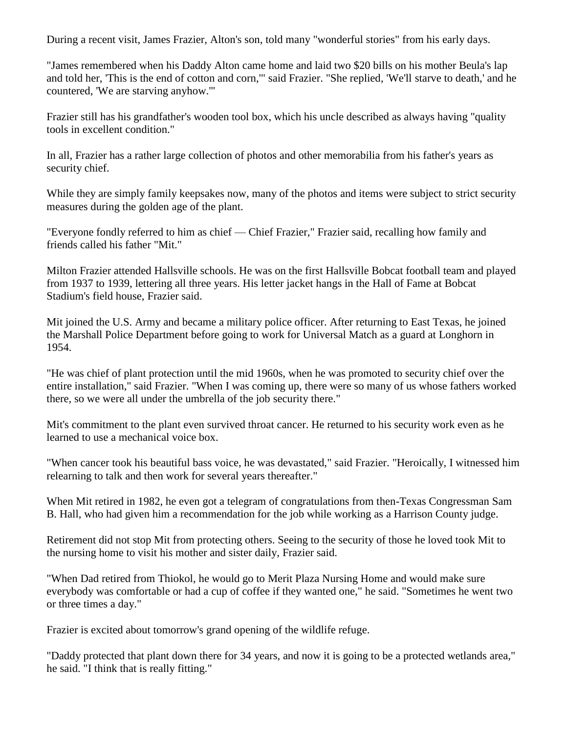During a recent visit, James Frazier, Alton's son, told many "wonderful stories" from his early days.

"James remembered when his Daddy Alton came home and laid two $20 bills on his mother Beula's lap and told her, 'This is the end of cotton and corn,'" said Frazier. "She replied, 'We'll starve to death,' and he countered, 'We are starving anyhow.'"

Frazier still has his grandfather's wooden tool box, which his uncle described as always having "quality tools in excellent condition."

In all, Frazier has a rather large collection of photos and other memorabilia from his father's years as security chief.

While they are simply family keepsakes now, many of the photos and items were subject to strict security measures during the golden age of the plant.

"Everyone fondly referred to him as chief — Chief Frazier," Frazier said, recalling how family and friends called his father "Mit."

Milton Frazier attended Hallsville schools. He was on the first Hallsville Bobcat football team and played from 1937 to 1939, lettering all three years. His letter jacket hangs in the Hall of Fame at Bobcat Stadium's field house, Frazier said.

Mit joined the U.S. Army and became a military police officer. After returning to East Texas, he joined the Marshall Police Department before going to work for Universal Match as a guard at Longhorn in 1954.

"He was chief of plant protection until the mid 1960s, when he was promoted to security chief over the entire installation," said Frazier. "When I was coming up, there were so many of us whose fathers worked there, so we were all under the umbrella of the job security there."

Mit's commitment to the plant even survived throat cancer. He returned to his security work even as he learned to use a mechanical voice box.

"When cancer took his beautiful bass voice, he was devastated," said Frazier. "Heroically, I witnessed him relearning to talk and then work for several years thereafter."

When Mit retired in 1982, he even got a telegram of congratulations from then-Texas Congressman Sam B. Hall, who had given him a recommendation for the job while working as a Harrison County judge.

Retirement did not stop Mit from protecting others. Seeing to the security of those he loved took Mit to the nursing home to visit his mother and sister daily, Frazier said.

"When Dad retired from Thiokol, he would go to Merit Plaza Nursing Home and would make sure everybody was comfortable or had a cup of coffee if they wanted one," he said. "Sometimes he went two or three times a day."

Frazier is excited about tomorrow's grand opening of the wildlife refuge.

"Daddy protected that plant down there for 34 years, and now it is going to be a protected wetlands area," he said. "I think that is really fitting."